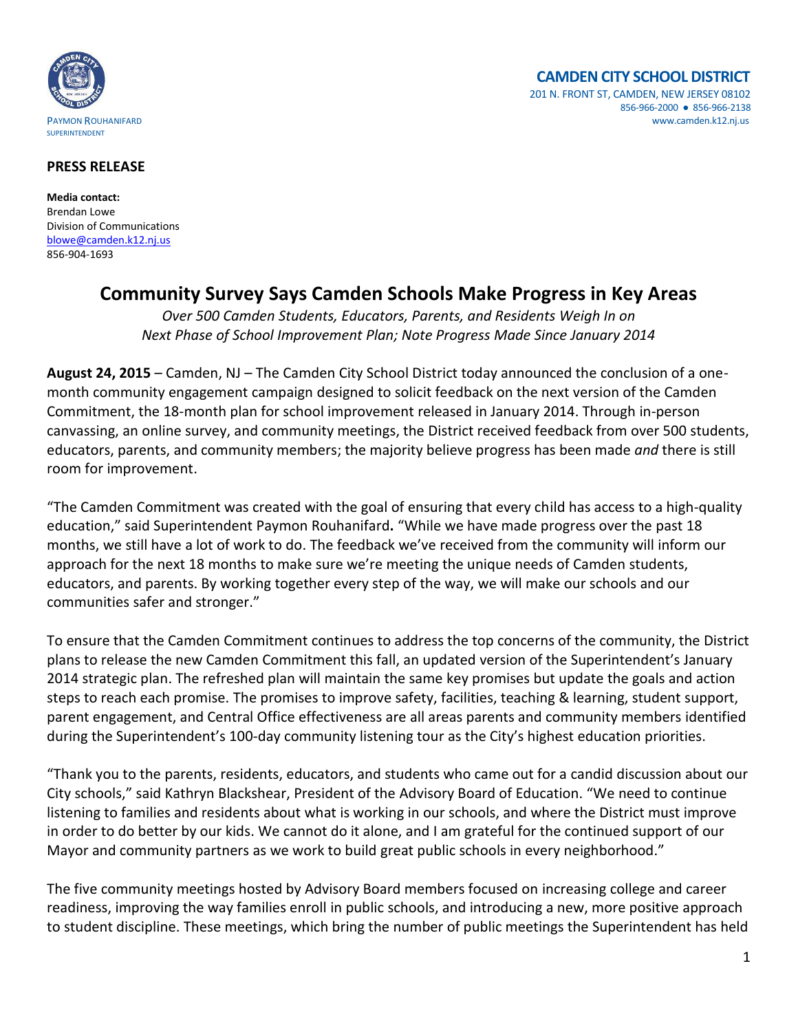PAYMON ROUHANIFARD
SUPERINTENDENT

**CAMDEN CITY SCHOOL DISTRICT**
201 N. FRONT ST, CAMDEN, NEW JERSEY 08102
856-966-2000 ● 856-966-2138
www.camden.k12.nj.us

**PRESS RELEASE**

**Media contact:**
Brendan Lowe
Division of Communications
blowe@camden.k12.nj.us
856-904-1693

# Community Survey Says Camden Schools Make Progress in Key Areas

*Over 500 Camden Students, Educators, Parents, and Residents Weigh In on Next Phase of School Improvement Plan; Note Progress Made Since January 2014*

**August 24, 2015** – Camden, NJ – The Camden City School District today announced the conclusion of a one-month community engagement campaign designed to solicit feedback on the next version of the Camden Commitment, the 18-month plan for school improvement released in January 2014. Through in-person canvassing, an online survey, and community meetings, the District received feedback from over 500 students, educators, parents, and community members; the majority believe progress has been made *and* there is still room for improvement.

"The Camden Commitment was created with the goal of ensuring that every child has access to a high-quality education," said Superintendent Paymon Rouhanifard**.** "While we have made progress over the past 18 months, we still have a lot of work to do. The feedback we've received from the community will inform our approach for the next 18 months to make sure we're meeting the unique needs of Camden students, educators, and parents. By working together every step of the way, we will make our schools and our communities safer and stronger."

To ensure that the Camden Commitment continues to address the top concerns of the community, the District plans to release the new Camden Commitment this fall, an updated version of the Superintendent's January 2014 strategic plan. The refreshed plan will maintain the same key promises but update the goals and action steps to reach each promise. The promises to improve safety, facilities, teaching & learning, student support, parent engagement, and Central Office effectiveness are all areas parents and community members identified during the Superintendent's 100-day community listening tour as the City's highest education priorities.

"Thank you to the parents, residents, educators, and students who came out for a candid discussion about our City schools," said Kathryn Blackshear, President of the Advisory Board of Education. "We need to continue listening to families and residents about what is working in our schools, and where the District must improve in order to do better by our kids. We cannot do it alone, and I am grateful for the continued support of our Mayor and community partners as we work to build great public schools in every neighborhood."

The five community meetings hosted by Advisory Board members focused on increasing college and career readiness, improving the way families enroll in public schools, and introducing a new, more positive approach to student discipline. These meetings, which bring the number of public meetings the Superintendent has held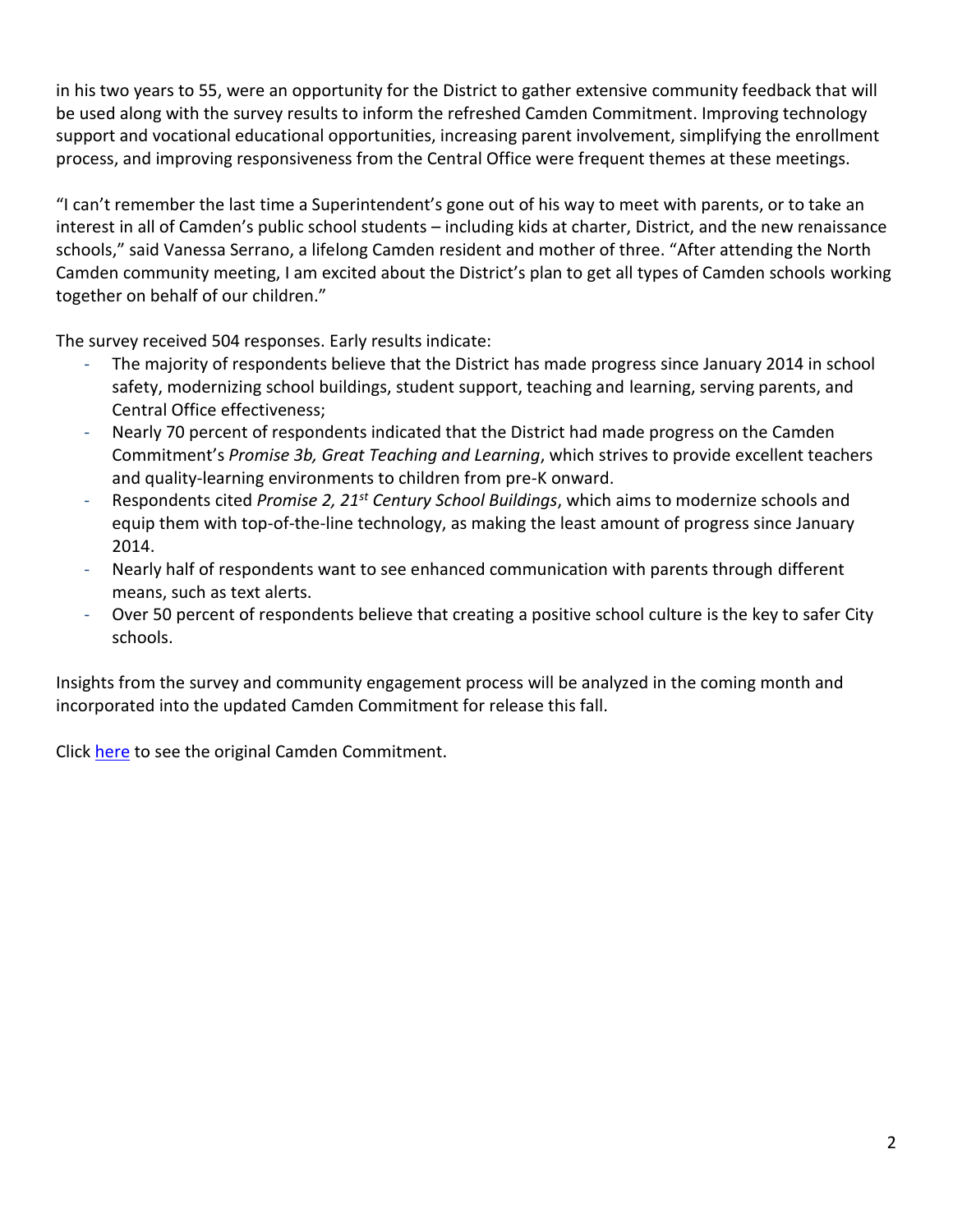in his two years to 55, were an opportunity for the District to gather extensive community feedback that will be used along with the survey results to inform the refreshed Camden Commitment. Improving technology support and vocational educational opportunities, increasing parent involvement, simplifying the enrollment process, and improving responsiveness from the Central Office were frequent themes at these meetings.

"I can't remember the last time a Superintendent's gone out of his way to meet with parents, or to take an interest in all of Camden's public school students – including kids at charter, District, and the new renaissance schools," said Vanessa Serrano, a lifelong Camden resident and mother of three. "After attending the North Camden community meeting, I am excited about the District's plan to get all types of Camden schools working together on behalf of our children."

The survey received 504 responses. Early results indicate:

- The majority of respondents believe that the District has made progress since January 2014 in school safety, modernizing school buildings, student support, teaching and learning, serving parents, and Central Office effectiveness;
- Nearly 70 percent of respondents indicated that the District had made progress on the Camden Commitment's *Promise 3b, Great Teaching and Learning*, which strives to provide excellent teachers and quality-learning environments to children from pre-K onward.
- Respondents cited *Promise 2, 21st Century School Buildings*, which aims to modernize schools and equip them with top-of-the-line technology, as making the least amount of progress since January 2014.
- Nearly half of respondents want to see enhanced communication with parents through different means, such as text alerts.
- Over 50 percent of respondents believe that creating a positive school culture is the key to safer City schools.

Insights from the survey and community engagement process will be analyzed in the coming month and incorporated into the updated Camden Commitment for release this fall.

Click [here]() to see the original Camden Commitment.